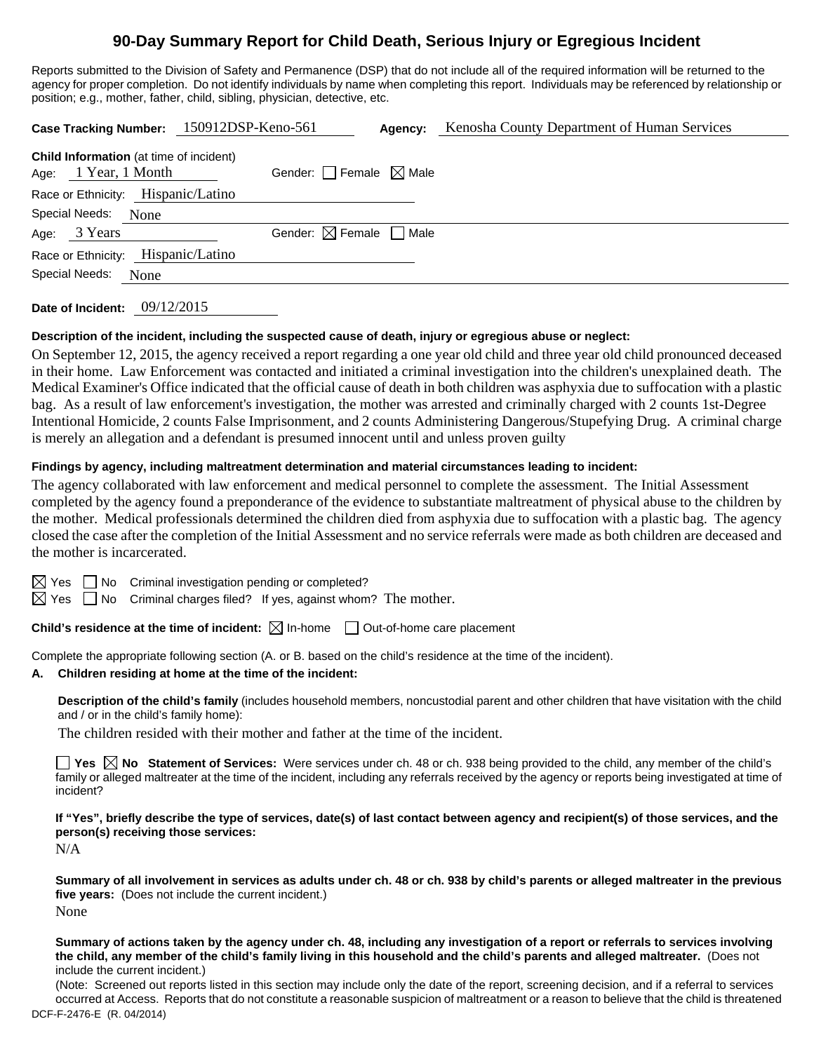# 90-Day Summary Report for Child Death, Serious Injury or Egregious Incident

Reports submitted to the Division of Safety and Permanence (DSP) that do not include all of the required information will be returned to the agency for proper completion. Do not identify individuals by name when completing this report. Individuals may be referenced by relationship or position; e.g., mother, father, child, sibling, physician, detective, etc.

**Case Tracking Number:** 150912DSP-Keno-561 **Agency:** Kenosha County Department of Human Services

**Child Information** (at time of incident)

Age: 1 Year, 1 Month Gender: ☐ Female ☒ Male

Race or Ethnicity: Hispanic/Latino

Special Needs: None

Age: 3 Years Gender: ☒ Female ☐ Male

Race or Ethnicity: Hispanic/Latino

Special Needs: None

**Date of Incident:** 09/12/2015

**Description of the incident, including the suspected cause of death, injury or egregious abuse or neglect:**

On September 12, 2015, the agency received a report regarding a one year old child and three year old child pronounced deceased in their home. Law Enforcement was contacted and initiated a criminal investigation into the children's unexplained death. The Medical Examiner's Office indicated that the official cause of death in both children was asphyxia due to suffocation with a plastic bag. As a result of law enforcement's investigation, the mother was arrested and criminally charged with 2 counts 1st-Degree Intentional Homicide, 2 counts False Imprisonment, and 2 counts Administering Dangerous/Stupefying Drug. A criminal charge is merely an allegation and a defendant is presumed innocent until and unless proven guilty

**Findings by agency, including maltreatment determination and material circumstances leading to incident:**

The agency collaborated with law enforcement and medical personnel to complete the assessment. The Initial Assessment completed by the agency found a preponderance of the evidence to substantiate maltreatment of physical abuse to the children by the mother. Medical professionals determined the children died from asphyxia due to suffocation with a plastic bag. The agency closed the case after the completion of the Initial Assessment and no service referrals were made as both children are deceased and the mother is incarcerated.

☒ Yes ☐ No Criminal investigation pending or completed?

☒ Yes ☐ No Criminal charges filed? If yes, against whom? The mother.

**Child's residence at the time of incident:** ☒ In-home ☐ Out-of-home care placement

Complete the appropriate following section (A. or B. based on the child's residence at the time of the incident).

**A. Children residing at home at the time of the incident:**

**Description of the child's family** (includes household members, noncustodial parent and other children that have visitation with the child and / or in the child's family home):

The children resided with their mother and father at the time of the incident.

☐ **Yes** ☒ **No Statement of Services:** Were services under ch. 48 or ch. 938 being provided to the child, any member of the child's family or alleged maltreater at the time of the incident, including any referrals received by the agency or reports being investigated at time of incident?

**If "Yes", briefly describe the type of services, date(s) of last contact between agency and recipient(s) of those services, and the person(s) receiving those services:**

N/A

**Summary of all involvement in services as adults under ch. 48 or ch. 938 by child's parents or alleged maltreater in the previous five years:** (Does not include the current incident.)

None

**Summary of actions taken by the agency under ch. 48, including any investigation of a report or referrals to services involving the child, any member of the child's family living in this household and the child's parents and alleged maltreater.** (Does not include the current incident.)

(Note: Screened out reports listed in this section may include only the date of the report, screening decision, and if a referral to services occurred at Access. Reports that do not constitute a reasonable suspicion of maltreatment or a reason to believe that the child is threatened

DCF-F-2476-E (R. 04/2014)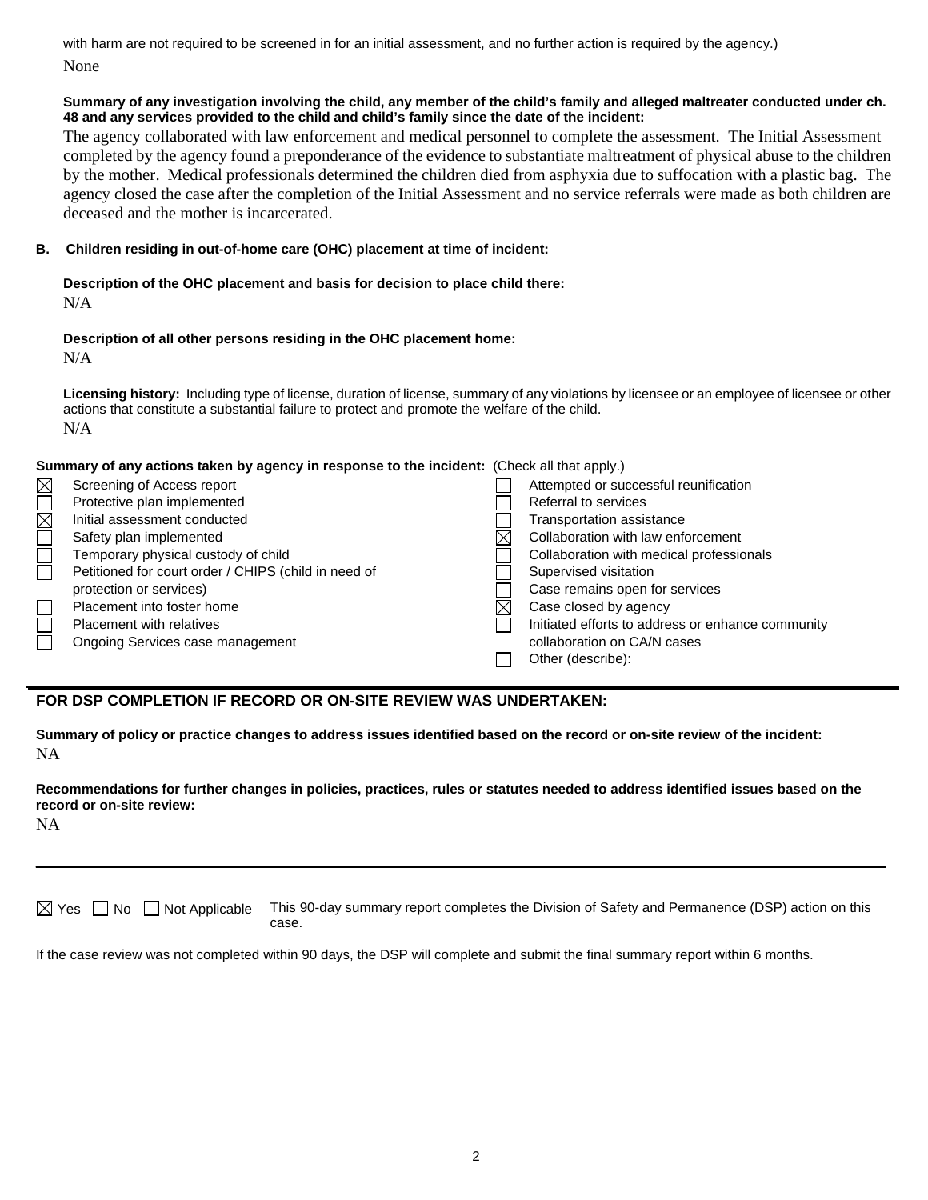with harm are not required to be screened in for an initial assessment, and no further action is required by the agency.)

None

**Summary of any investigation involving the child, any member of the child's family and alleged maltreater conducted under ch. 48 and any services provided to the child and child's family since the date of the incident:**

The agency collaborated with law enforcement and medical personnel to complete the assessment. The Initial Assessment completed by the agency found a preponderance of the evidence to substantiate maltreatment of physical abuse to the children by the mother. Medical professionals determined the children died from asphyxia due to suffocation with a plastic bag. The agency closed the case after the completion of the Initial Assessment and no service referrals were made as both children are deceased and the mother is incarcerated.

**B. Children residing in out-of-home care (OHC) placement at time of incident:**

**Description of the OHC placement and basis for decision to place child there:**

N/A

**Description of all other persons residing in the OHC placement home:**

N/A

**Licensing history:** Including type of license, duration of license, summary of any violations by licensee or an employee of licensee or other actions that constitute a substantial failure to protect and promote the welfare of the child.

N/A

**Summary of any actions taken by agency in response to the incident:** (Check all that apply.)

- ☒ Screening of Access report
- ☐ Protective plan implemented
- ☒ Initial assessment conducted
- ☐ Safety plan implemented
- ☐ Temporary physical custody of child
- ☐ Petitioned for court order / CHIPS (child in need of protection or services)
- ☐ Placement into foster home
- ☐ Placement with relatives
- ☐ Ongoing Services case management
- ☐ Attempted or successful reunification
- ☐ Referral to services
- ☐ Transportation assistance
- ☒ Collaboration with law enforcement
- ☐ Collaboration with medical professionals
- ☐ Supervised visitation
- ☐ Case remains open for services
- ☒ Case closed by agency
- ☐ Initiated efforts to address or enhance community collaboration on CA/N cases
- ☐ Other (describe):

## FOR DSP COMPLETION IF RECORD OR ON-SITE REVIEW WAS UNDERTAKEN:

**Summary of policy or practice changes to address issues identified based on the record or on-site review of the incident:**

NA

**Recommendations for further changes in policies, practices, rules or statutes needed to address identified issues based on the record or on-site review:**

NA

---

☒ Yes ☐ No ☐ Not Applicable This 90-day summary report completes the Division of Safety and Permanence (DSP) action on this case.

If the case review was not completed within 90 days, the DSP will complete and submit the final summary report within 6 months.